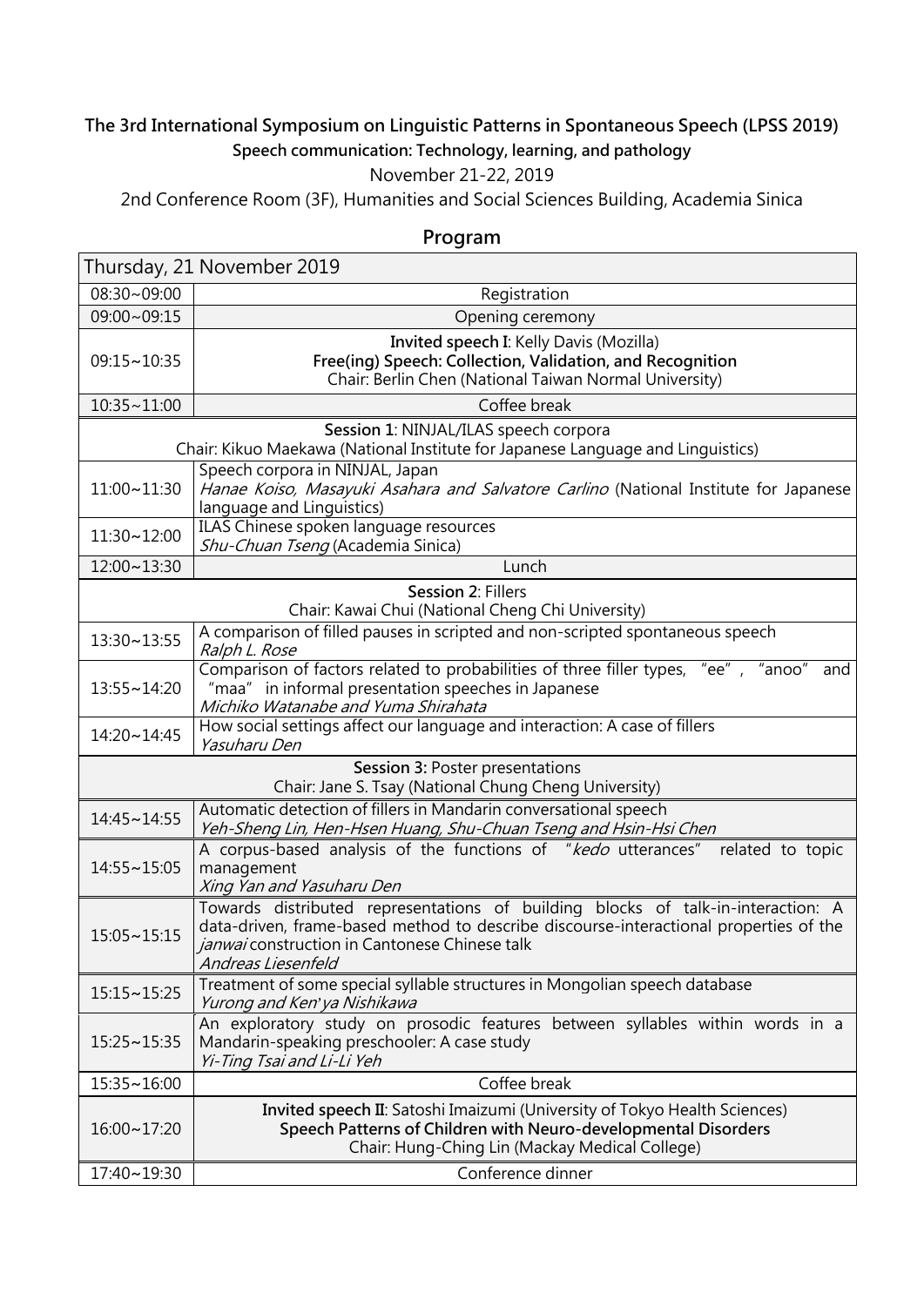**The 3rd International Symposium on Linguistic Patterns in Spontaneous Speech (LPSS 2019)**

**Speech communication: Technology, learning, and pathology**

November 21-22, 2019

2nd Conference Room (3F), Humanities and Social Sciences Building, Academia Sinica

## Program

| Thursday, 21 November 2019 | |
|---|---|
| 08:30~09:00 | Registration |
| 09:00~09:15 | Opening ceremony |
| 09:15~10:35 | **Invited speech I**: Kelly Davis (Mozilla)<br>**Free(ing) Speech: Collection, Validation, and Recognition**<br>Chair: Berlin Chen (National Taiwan Normal University) |
| 10:35~11:00 | Coffee break |
| **Session 1**: NINJAL/ILAS speech corpora<br>Chair: Kikuo Maekawa (National Institute for Japanese Language and Linguistics) | |
| 11:00~11:30 | Speech corpora in NINJAL, Japan<br>*Hanae Koiso, Masayuki Asahara and Salvatore Carlino* (National Institute for Japanese language and Linguistics) |
| 11:30~12:00 | ILAS Chinese spoken language resources<br>*Shu-Chuan Tseng* (Academia Sinica) |
| 12:00~13:30 | Lunch |
| **Session 2**: Fillers<br>Chair: Kawai Chui (National Cheng Chi University) | |
| 13:30~13:55 | A comparison of filled pauses in scripted and non-scripted spontaneous speech<br>*Ralph L. Rose* |
| 13:55~14:20 | Comparison of factors related to probabilities of three filler types, "ee", "anoo" and "maa" in informal presentation speeches in Japanese<br>*Michiko Watanabe and Yuma Shirahata* |
| 14:20~14:45 | How social settings affect our language and interaction: A case of fillers<br>*Yasuharu Den* |
| **Session 3:** Poster presentations<br>Chair: Jane S. Tsay (National Chung Cheng University) | |
| 14:45~14:55 | Automatic detection of fillers in Mandarin conversational speech<br>*Yeh-Sheng Lin, Hen-Hsen Huang, Shu-Chuan Tseng and Hsin-Hsi Chen* |
| 14:55~15:05 | A corpus-based analysis of the functions of "*kedo* utterances" related to topic management<br>*Xing Yan and Yasuharu Den* |
| 15:05~15:15 | Towards distributed representations of building blocks of talk-in-interaction: A data-driven, frame-based method to describe discourse-interactional properties of the *janwai* construction in Cantonese Chinese talk<br>*Andreas Liesenfeld* |
| 15:15~15:25 | Treatment of some special syllable structures in Mongolian speech database<br>*Yurong and Ken'ya Nishikawa* |
| 15:25~15:35 | An exploratory study on prosodic features between syllables within words in a Mandarin-speaking preschooler: A case study<br>*Yi-Ting Tsai and Li-Li Yeh* |
| 15:35~16:00 | Coffee break |
| 16:00~17:20 | **Invited speech II**: Satoshi Imaizumi (University of Tokyo Health Sciences)<br>**Speech Patterns of Children with Neuro-developmental Disorders**<br>Chair: Hung-Ching Lin (Mackay Medical College) |
| 17:40~19:30 | Conference dinner |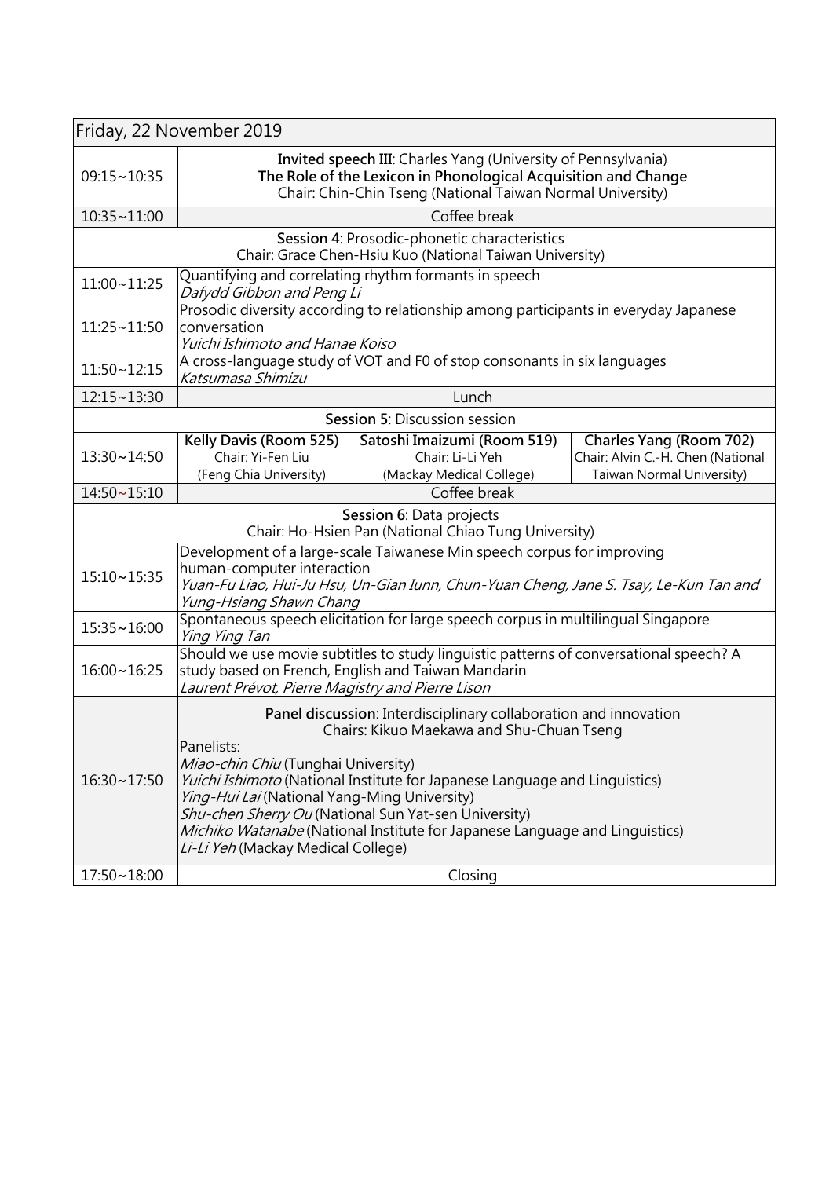| Friday, 22 November 2019 | | | |
|---|---|---|---|
| 09:15~10:35 | **Invited speech III**: Charles Yang (University of Pennsylvania)<br>**The Role of the Lexicon in Phonological Acquisition and Change**<br>Chair: Chin-Chin Tseng (National Taiwan Normal University) | | |
| 10:35~11:00 | Coffee break | | |
| **Session 4**: Prosodic-phonetic characteristics<br>Chair: Grace Chen-Hsiu Kuo (National Taiwan University) | | | |
| 11:00~11:25 | Quantifying and correlating rhythm formants in speech<br>*Dafydd Gibbon and Peng Li* | | |
| 11:25~11:50 | Prosodic diversity according to relationship among participants in everyday Japanese conversation<br>*Yuichi Ishimoto and Hanae Koiso* | | |
| 11:50~12:15 | A cross-language study of VOT and F0 of stop consonants in six languages<br>*Katsumasa Shimizu* | | |
| 12:15~13:30 | Lunch | | |
| **Session 5**: Discussion session | | | |
| 13:30~14:50 | **Kelly Davis (Room 525)**<br>Chair: Yi-Fen Liu<br>(Feng Chia University) | **Satoshi Imaizumi (Room 519)**<br>Chair: Li-Li Yeh<br>(Mackay Medical College) | **Charles Yang (Room 702)**<br>Chair: Alvin C.-H. Chen (National Taiwan Normal University) |
| 14:50~15:10 | Coffee break | | |
| **Session 6**: Data projects<br>Chair: Ho-Hsien Pan (National Chiao Tung University) | | | |
| 15:10~15:35 | Development of a large-scale Taiwanese Min speech corpus for improving human-computer interaction<br>*Yuan-Fu Liao, Hui-Ju Hsu, Un-Gian Iunn, Chun-Yuan Cheng, Jane S. Tsay, Le-Kun Tan and Yung-Hsiang Shawn Chang* | | |
| 15:35~16:00 | Spontaneous speech elicitation for large speech corpus in multilingual Singapore<br>*Ying Ying Tan* | | |
| 16:00~16:25 | Should we use movie subtitles to study linguistic patterns of conversational speech? A study based on French, English and Taiwan Mandarin<br>*Laurent Prévot, Pierre Magistry and Pierre Lison* | | |
| 16:30~17:50 | **Panel discussion**: Interdisciplinary collaboration and innovation<br>Chairs: Kikuo Maekawa and Shu-Chuan Tseng<br>Panelists:<br>*Miao-chin Chiu* (Tunghai University)<br>*Yuichi Ishimoto* (National Institute for Japanese Language and Linguistics)<br>*Ying-Hui Lai* (National Yang-Ming University)<br>*Shu-chen Sherry Ou* (National Sun Yat-sen University)<br>*Michiko Watanabe* (National Institute for Japanese Language and Linguistics)<br>*Li-Li Yeh* (Mackay Medical College) | | |
| 17:50~18:00 | Closing | | |